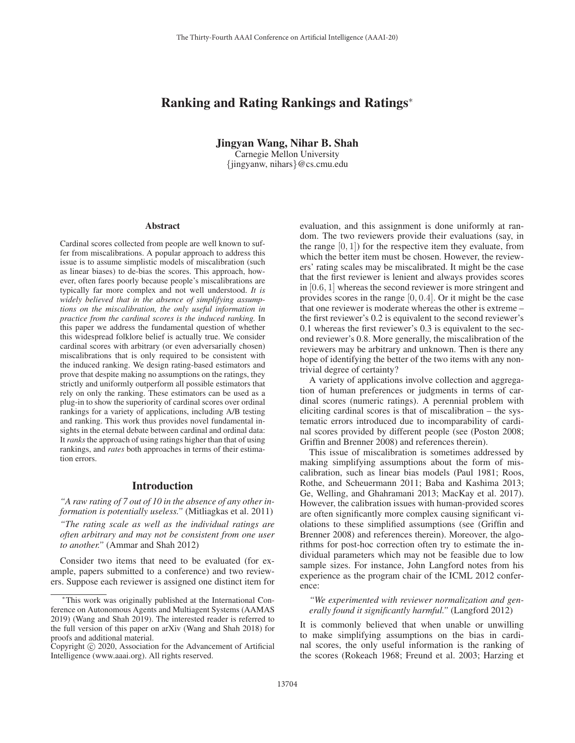# Ranking and Rating Rankings and Ratings*

**Jingyan Wang, Nihar B. Shah**
Carnegie Mellon University
{jingyanw, nihars}@cs.cmu.edu

## Abstract

Cardinal scores collected from people are well known to suffer from miscalibrations. A popular approach to address this issue is to assume simplistic models of miscalibration (such as linear biases) to de-bias the scores. This approach, however, often fares poorly because people's miscalibrations are typically far more complex and not well understood. *It is widely believed that in the absence of simplifying assumptions on the miscalibration, the only useful information in practice from the cardinal scores is the induced ranking.* In this paper we address the fundamental question of whether this widespread folklore belief is actually true. We consider cardinal scores with arbitrary (or even adversarially chosen) miscalibrations that is only required to be consistent with the induced ranking. We design rating-based estimators and prove that despite making no assumptions on the ratings, they strictly and uniformly outperform all possible estimators that rely on only the ranking. These estimators can be used as a plug-in to show the superiority of cardinal scores over ordinal rankings for a variety of applications, including A/B testing and ranking. This work thus provides novel fundamental insights in the eternal debate between cardinal and ordinal data: It *ranks* the approach of using ratings higher than that of using rankings, and *rates* both approaches in terms of their estimation errors.

## Introduction

*"A raw rating of 7 out of 10 in the absence of any other information is potentially useless."* (Mitliagkas et al. 2011)

*"The rating scale as well as the individual ratings are often arbitrary and may not be consistent from one user to another."* (Ammar and Shah 2012)

Consider two items that need to be evaluated (for example, papers submitted to a conference) and two reviewers. Suppose each reviewer is assigned one distinct item for evaluation, and this assignment is done uniformly at random. The two reviewers provide their evaluations (say, in the range $[0, 1]$) for the respective item they evaluate, from which the better item must be chosen. However, the reviewers' rating scales may be miscalibrated. It might be the case that the first reviewer is lenient and always provides scores in $[0.6, 1]$ whereas the second reviewer is more stringent and provides scores in the range $[0, 0.4]$. Or it might be the case that one reviewer is moderate whereas the other is extreme – the first reviewer's 0.2 is equivalent to the second reviewer's 0.1 whereas the first reviewer's 0.3 is equivalent to the second reviewer's 0.8. More generally, the miscalibration of the reviewers may be arbitrary and unknown. Then is there any hope of identifying the better of the two items with any non-trivial degree of certainty?

A variety of applications involve collection and aggregation of human preferences or judgments in terms of cardinal scores (numeric ratings). A perennial problem with eliciting cardinal scores is that of miscalibration – the systematic errors introduced due to incomparability of cardinal scores provided by different people (see (Poston 2008; Griffin and Brenner 2008) and references therein).

This issue of miscalibration is sometimes addressed by making simplifying assumptions about the form of miscalibration, such as linear bias models (Paul 1981; Roos, Rothe, and Scheuermann 2011; Baba and Kashima 2013; Ge, Welling, and Ghahramani 2013; MacKay et al. 2017). However, the calibration issues with human-provided scores are often significantly more complex causing significant violations to these simplified assumptions (see (Griffin and Brenner 2008) and references therein). Moreover, the algorithms for post-hoc correction often try to estimate the individual parameters which may not be feasible due to low sample sizes. For instance, John Langford notes from his experience as the program chair of the ICML 2012 conference:

> *"We experimented with reviewer normalization and generally found it significantly harmful."* (Langford 2012)

It is commonly believed that when unable or unwilling to make simplifying assumptions on the bias in cardinal scores, the only useful information is the ranking of the scores (Rokeach 1968; Freund et al. 2003; Harzing et

---

*This work was originally published at the International Conference on Autonomous Agents and Multiagent Systems (AAMAS 2019) (Wang and Shah 2019). The interested reader is referred to the full version of this paper on arXiv (Wang and Shah 2018) for proofs and additional material.

Copyright © 2020, Association for the Advancement of Artificial Intelligence (www.aaai.org). All rights reserved.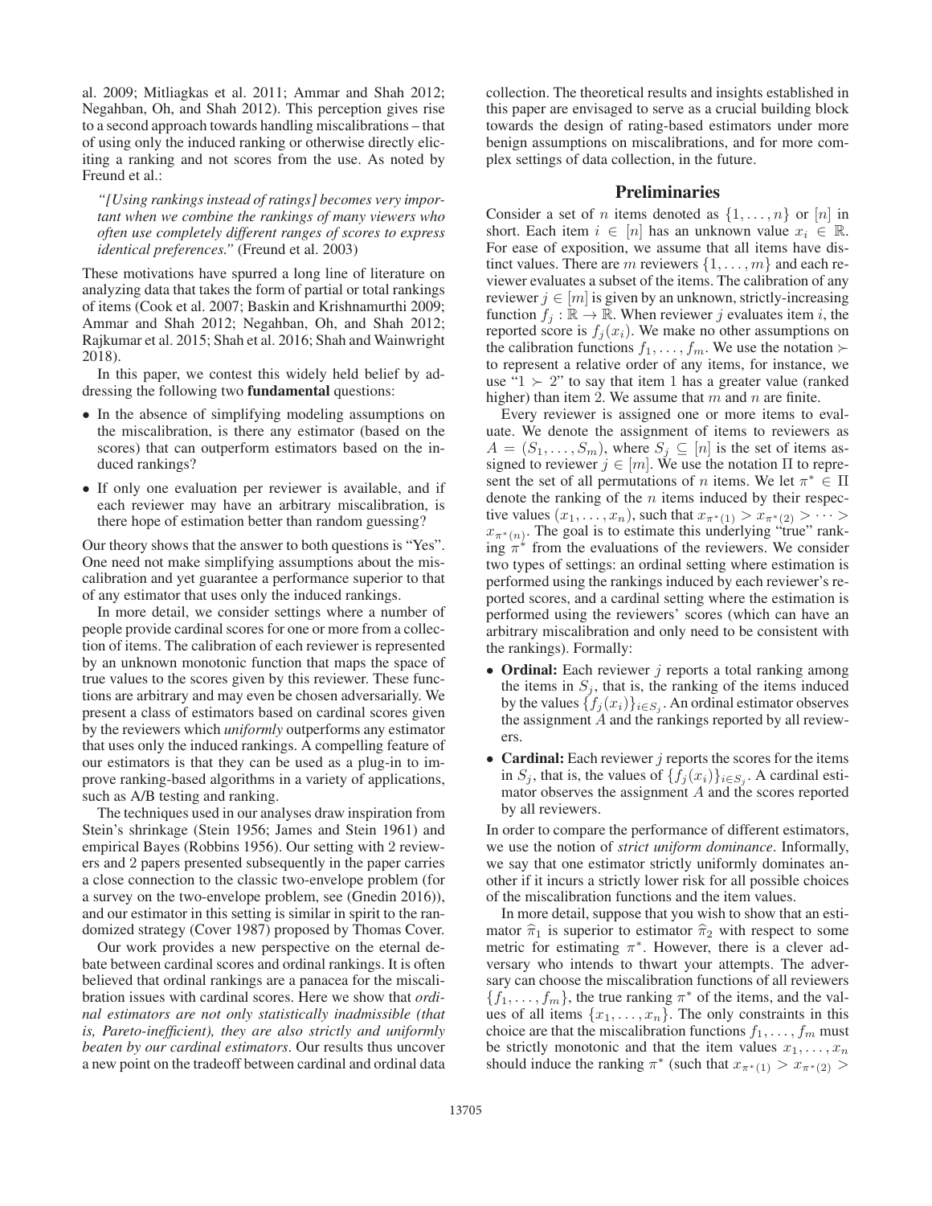al. 2009; Mitliagkas et al. 2011; Ammar and Shah 2012; Negahban, Oh, and Shah 2012). This perception gives rise to a second approach towards handling miscalibrations – that of using only the induced ranking or otherwise directly eliciting a ranking and not scores from the use. As noted by Freund et al.:

> *"[Using rankings instead of ratings] becomes very important when we combine the rankings of many viewers who often use completely different ranges of scores to express identical preferences."* (Freund et al. 2003)

These motivations have spurred a long line of literature on analyzing data that takes the form of partial or total rankings of items (Cook et al. 2007; Baskin and Krishnamurthi 2009; Ammar and Shah 2012; Negahban, Oh, and Shah 2012; Rajkumar et al. 2015; Shah et al. 2016; Shah and Wainwright 2018).

In this paper, we contest this widely held belief by addressing the following two **fundamental** questions:

- In the absence of simplifying modeling assumptions on the miscalibration, is there any estimator (based on the scores) that can outperform estimators based on the induced rankings?
- If only one evaluation per reviewer is available, and if each reviewer may have an arbitrary miscalibration, is there hope of estimation better than random guessing?

Our theory shows that the answer to both questions is "Yes". One need not make simplifying assumptions about the miscalibration and yet guarantee a performance superior to that of any estimator that uses only the induced rankings.

In more detail, we consider settings where a number of people provide cardinal scores for one or more from a collection of items. The calibration of each reviewer is represented by an unknown monotonic function that maps the space of true values to the scores given by this reviewer. These functions are arbitrary and may even be chosen adversarially. We present a class of estimators based on cardinal scores given by the reviewers which *uniformly* outperforms any estimator that uses only the induced rankings. A compelling feature of our estimators is that they can be used as a plug-in to improve ranking-based algorithms in a variety of applications, such as A/B testing and ranking.

The techniques used in our analyses draw inspiration from Stein's shrinkage (Stein 1956; James and Stein 1961) and empirical Bayes (Robbins 1956). Our setting with 2 reviewers and 2 papers presented subsequently in the paper carries a close connection to the classic two-envelope problem (for a survey on the two-envelope problem, see (Gnedin 2016)), and our estimator in this setting is similar in spirit to the randomized strategy (Cover 1987) proposed by Thomas Cover.

Our work provides a new perspective on the eternal debate between cardinal scores and ordinal rankings. It is often believed that ordinal rankings are a panacea for the miscalibration issues with cardinal scores. Here we show that *ordinal estimators are not only statistically inadmissible (that is, Pareto-inefficient), they are also strictly and uniformly beaten by our cardinal estimators*. Our results thus uncover a new point on the tradeoff between cardinal and ordinal data collection. The theoretical results and insights established in this paper are envisaged to serve as a crucial building block towards the design of rating-based estimators under more benign assumptions on miscalibrations, and for more complex settings of data collection, in the future.

## Preliminaries

Consider a set of $n$ items denoted as $\{1, \ldots, n\}$ or $[n]$ in short. Each item $i \in [n]$ has an unknown value $x_i \in \mathbb{R}$. For ease of exposition, we assume that all items have distinct values. There are $m$ reviewers $\{1, \ldots, m\}$ and each reviewer evaluates a subset of the items. The calibration of any reviewer $j \in [m]$ is given by an unknown, strictly-increasing function $f_j : \mathbb{R} \to \mathbb{R}$. When reviewer $j$ evaluates item $i$, the reported score is $f_j(x_i)$. We make no other assumptions on the calibration functions $f_1, \ldots, f_m$. We use the notation $\succ$ to represent a relative order of any items, for instance, we use "$1 \succ 2$" to say that item 1 has a greater value (ranked higher) than item 2. We assume that $m$ and $n$ are finite.

Every reviewer is assigned one or more items to evaluate. We denote the assignment of items to reviewers as $A = (S_1, \ldots, S_m)$, where $S_j \subseteq [n]$ is the set of items assigned to reviewer $j \in [m]$. We use the notation $\Pi$ to represent the set of all permutations of $n$ items. We let $\pi^* \in \Pi$ denote the ranking of the $n$ items induced by their respective values $(x_1, \ldots, x_n)$, such that $x_{\pi^*(1)} > x_{\pi^*(2)} > \cdots > x_{\pi^*(n)}$. The goal is to estimate this underlying "true" ranking $\pi^*$ from the evaluations of the reviewers. We consider two types of settings: an ordinal setting where estimation is performed using the rankings induced by each reviewer's reported scores, and a cardinal setting where the estimation is performed using the reviewers' scores (which can have an arbitrary miscalibration and only need to be consistent with the rankings). Formally:

- **Ordinal:** Each reviewer $j$ reports a total ranking among the items in $S_j$, that is, the ranking of the items induced by the values $\{f_j(x_i)\}_{i \in S_j}$. An ordinal estimator observes the assignment $A$ and the rankings reported by all reviewers.
- **Cardinal:** Each reviewer $j$ reports the scores for the items in $S_j$, that is, the values of $\{f_j(x_i)\}_{i \in S_j}$. A cardinal estimator observes the assignment $A$ and the scores reported by all reviewers.

In order to compare the performance of different estimators, we use the notion of *strict uniform dominance*. Informally, we say that one estimator strictly uniformly dominates another if it incurs a strictly lower risk for all possible choices of the miscalibration functions and the item values.

In more detail, suppose that you wish to show that an estimator $\widehat{\pi}_1$ is superior to estimator $\widehat{\pi}_2$ with respect to some metric for estimating $\pi^*$. However, there is a clever adversary who intends to thwart your attempts. The adversary can choose the miscalibration functions of all reviewers $\{f_1, \ldots, f_m\}$, the true ranking $\pi^*$ of the items, and the values of all items $\{x_1, \ldots, x_n\}$. The only constraints in this choice are that the miscalibration functions $f_1, \ldots, f_m$ must be strictly monotonic and that the item values $x_1, \ldots, x_n$ should induce the ranking $\pi^*$ (such that $x_{\pi^*(1)} > x_{\pi^*(2)} >$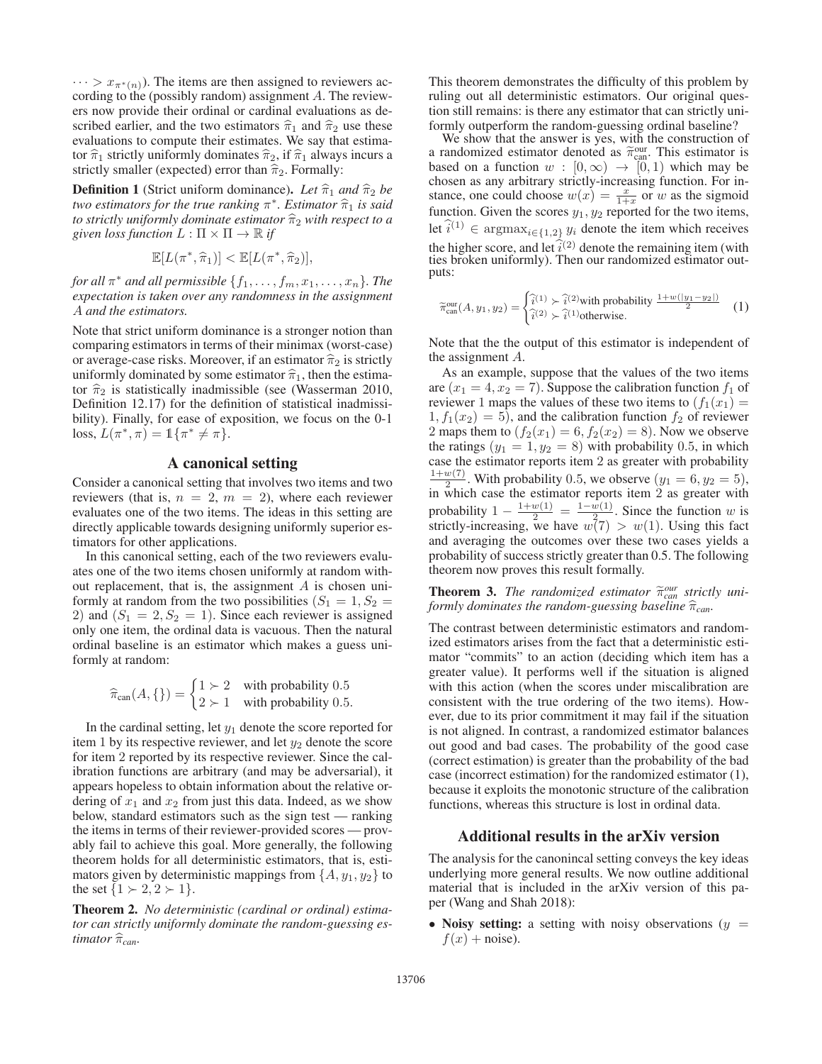$\cdots > x_{\pi^*(n)}$). The items are then assigned to reviewers according to the (possibly random) assignment $A$. The reviewers now provide their ordinal or cardinal evaluations as described earlier, and the two estimators $\widehat{\pi}_1$ and $\widehat{\pi}_2$ use these evaluations to compute their estimates. We say that estimator $\widehat{\pi}_1$ strictly uniformly dominates $\widehat{\pi}_2$, if $\widehat{\pi}_1$ always incurs a strictly smaller (expected) error than $\widehat{\pi}_2$. Formally:

**Definition 1** (Strict uniform dominance)**.** *Let $\widehat{\pi}_1$ and $\widehat{\pi}_2$ be two estimators for the true ranking $\pi^*$. Estimator $\widehat{\pi}_1$ is said to strictly uniformly dominate estimator $\widehat{\pi}_2$ with respect to a given loss function $L : \Pi \times \Pi \to \mathbb{R}$ if*

$$\mathbb{E}[L(\pi^*, \widehat{\pi}_1)] < \mathbb{E}[L(\pi^*, \widehat{\pi}_2)],$$

*for all $\pi^*$ and all permissible $\{f_1, \ldots, f_m, x_1, \ldots, x_n\}$. The expectation is taken over any randomness in the assignment $A$ and the estimators.*

Note that strict uniform dominance is a stronger notion than comparing estimators in terms of their minimax (worst-case) or average-case risks. Moreover, if an estimator $\widehat{\pi}_2$ is strictly uniformly dominated by some estimator $\widehat{\pi}_1$, then the estimator $\widehat{\pi}_2$ is statistically inadmissible (see (Wasserman 2010, Definition 12.17) for the definition of statistical inadmissibility). Finally, for ease of exposition, we focus on the 0-1 loss, $L(\pi^*, \pi) = \mathbb{1}\{\pi^* \neq \pi\}$.

## A canonical setting

Consider a canonical setting that involves two items and two reviewers (that is, $n = 2$, $m = 2$), where each reviewer evaluates one of the two items. The ideas in this setting are directly applicable towards designing uniformly superior estimators for other applications.

In this canonical setting, each of the two reviewers evaluates one of the two items chosen uniformly at random without replacement, that is, the assignment $A$ is chosen uniformly at random from the two possibilities ($S_1 = 1, S_2 = 2$) and ($S_1 = 2, S_2 = 1$). Since each reviewer is assigned only one item, the ordinal data is vacuous. Then the natural ordinal baseline is an estimator which makes a guess uniformly at random:

$$\widehat{\pi}_{\text{can}}(A, \{\}) = \begin{cases} 1 \succ 2 & \text{with probability } 0.5 \\ 2 \succ 1 & \text{with probability } 0.5. \end{cases}$$

In the cardinal setting, let $y_1$ denote the score reported for item 1 by its respective reviewer, and let $y_2$ denote the score for item 2 reported by its respective reviewer. Since the calibration functions are arbitrary (and may be adversarial), it appears hopeless to obtain information about the relative ordering of $x_1$ and $x_2$ from just this data. Indeed, as we show below, standard estimators such as the sign test — ranking the items in terms of their reviewer-provided scores — provably fail to achieve this goal. More generally, the following theorem holds for all deterministic estimators, that is, estimators given by deterministic mappings from $\{A, y_1, y_2\}$ to the set $\{1 \succ 2, 2 \succ 1\}$.

**Theorem 2.** *No deterministic (cardinal or ordinal) estimator can strictly uniformly dominate the random-guessing estimator $\widehat{\pi}_{can}$.*

This theorem demonstrates the difficulty of this problem by ruling out all deterministic estimators. Our original question still remains: is there any estimator that can strictly uniformly outperform the random-guessing ordinal baseline?

We show that the answer is yes, with the construction of a randomized estimator denoted as $\widetilde{\pi}^{\text{our}}_{\text{can}}$. This estimator is based on a function $w : [0, \infty) \to [0, 1)$ which may be chosen as any arbitrary strictly-increasing function. For instance, one could choose $w(x) = \frac{x}{1+x}$ or $w$ as the sigmoid function. Given the scores $y_1, y_2$ reported for the two items, let $\widehat{i}^{(1)} \in \text{argmax}_{i \in \{1,2\}} y_i$ denote the item which receives the higher score, and let $\widehat{i}^{(2)}$ denote the remaining item (with ties broken uniformly). Then our randomized estimator outputs:

$$\widetilde{\pi}^{\text{our}}_{\text{can}}(A, y_1, y_2) = \begin{cases} \widehat{i}^{(1)} \succ \widehat{i}^{(2)} \text{with probability } \frac{1+w(|y_1 - y_2|)}{2} \\ \widehat{i}^{(2)} \succ \widehat{i}^{(1)} \text{otherwise.} \end{cases} \quad (1)$$

Note that the the output of this estimator is independent of the assignment $A$.

As an example, suppose that the values of the two items are ($x_1 = 4, x_2 = 7$). Suppose the calibration function $f_1$ of reviewer 1 maps the values of these two items to ($f_1(x_1) = 1, f_1(x_2) = 5$), and the calibration function $f_2$ of reviewer 2 maps them to ($f_2(x_1) = 6, f_2(x_2) = 8$). Now we observe the ratings ($y_1 = 1, y_2 = 8$) with probability 0.5, in which case the estimator reports item 2 as greater with probability $\frac{1+w(7)}{2}$. With probability 0.5, we observe ($y_1 = 6, y_2 = 5$), in which case the estimator reports item 2 as greater with probability $1 - \frac{1+w(1)}{2} = \frac{1-w(1)}{2}$. Since the function $w$ is strictly-increasing, we have $w(7) > w(1)$. Using this fact and averaging the outcomes over these two cases yields a probability of success strictly greater than 0.5. The following theorem now proves this result formally.

**Theorem 3.** *The randomized estimator $\widetilde{\pi}^{our}_{can}$ strictly uniformly dominates the random-guessing baseline $\widehat{\pi}_{can}$.*

The contrast between deterministic estimators and randomized estimators arises from the fact that a deterministic estimator "commits" to an action (deciding which item has a greater value). It performs well if the situation is aligned with this action (when the scores under miscalibration are consistent with the true ordering of the two items). However, due to its prior commitment it may fail if the situation is not aligned. In contrast, a randomized estimator balances out good and bad cases. The probability of the good case (correct estimation) is greater than the probability of the bad case (incorrect estimation) for the randomized estimator (1), because it exploits the monotonic structure of the calibration functions, whereas this structure is lost in ordinal data.

## Additional results in the arXiv version

The analysis for the canonincal setting conveys the key ideas underlying more general results. We now outline additional material that is included in the arXiv version of this paper (Wang and Shah 2018):

- **Noisy setting:** a setting with noisy observations ($y = f(x) + \text{noise}$).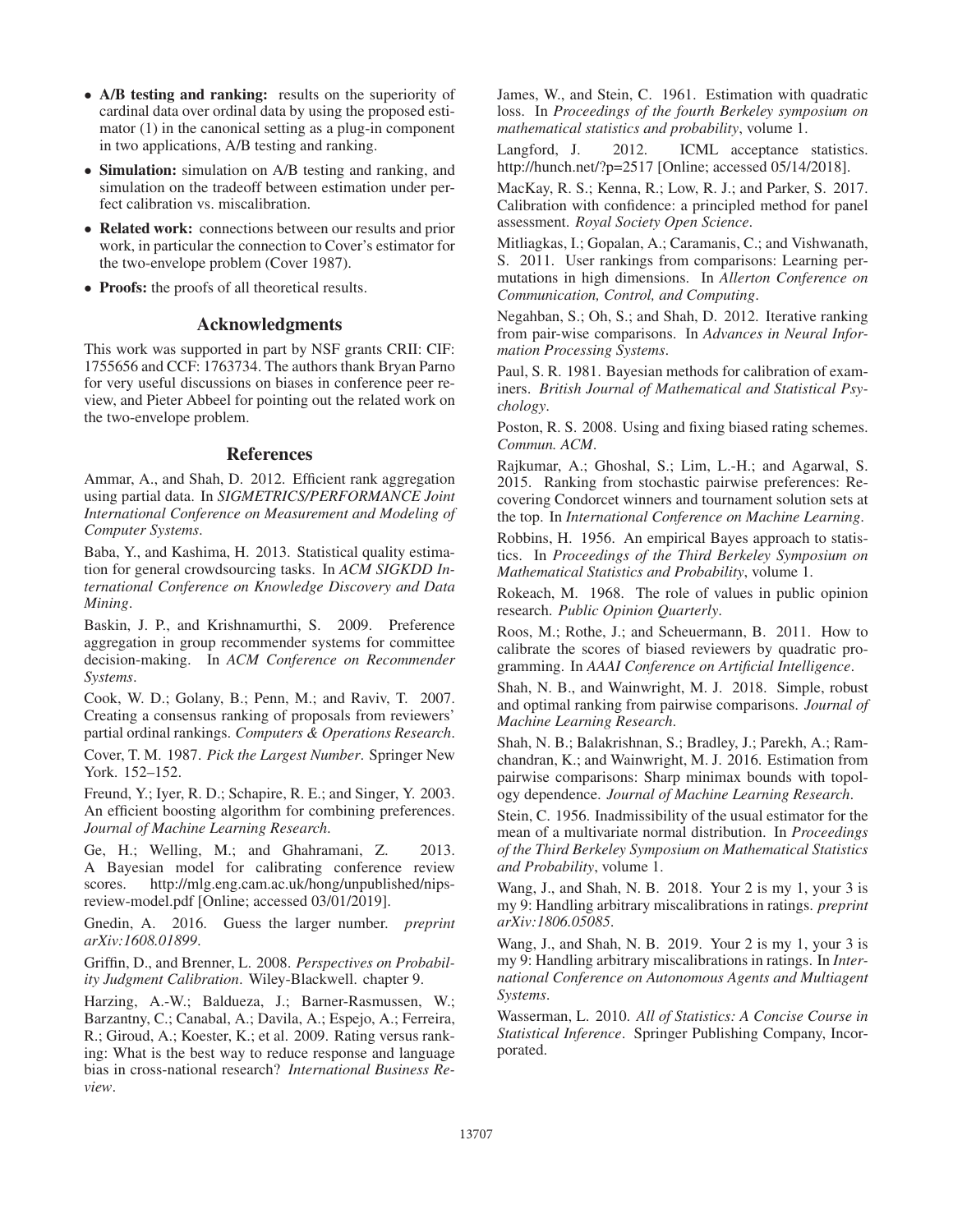- **A/B testing and ranking:** results on the superiority of cardinal data over ordinal data by using the proposed estimator (1) in the canonical setting as a plug-in component in two applications, A/B testing and ranking.
- **Simulation:** simulation on A/B testing and ranking, and simulation on the tradeoff between estimation under perfect calibration vs. miscalibration.
- **Related work:** connections between our results and prior work, in particular the connection to Cover's estimator for the two-envelope problem (Cover 1987).
- **Proofs:** the proofs of all theoretical results.

## Acknowledgments

This work was supported in part by NSF grants CRII: CIF: 1755656 and CCF: 1763734. The authors thank Bryan Parno for very useful discussions on biases in conference peer review, and Pieter Abbeel for pointing out the related work on the two-envelope problem.

## References

Ammar, A., and Shah, D. 2012. Efficient rank aggregation using partial data. In *SIGMETRICS/PERFORMANCE Joint International Conference on Measurement and Modeling of Computer Systems*.

Baba, Y., and Kashima, H. 2013. Statistical quality estimation for general crowdsourcing tasks. In *ACM SIGKDD International Conference on Knowledge Discovery and Data Mining*.

Baskin, J. P., and Krishnamurthi, S. 2009. Preference aggregation in group recommender systems for committee decision-making. In *ACM Conference on Recommender Systems*.

Cook, W. D.; Golany, B.; Penn, M.; and Raviv, T. 2007. Creating a consensus ranking of proposals from reviewers' partial ordinal rankings. *Computers & Operations Research*.

Cover, T. M. 1987. *Pick the Largest Number*. Springer New York. 152–152.

Freund, Y.; Iyer, R. D.; Schapire, R. E.; and Singer, Y. 2003. An efficient boosting algorithm for combining preferences. *Journal of Machine Learning Research*.

Ge, H.; Welling, M.; and Ghahramani, Z. 2013. A Bayesian model for calibrating conference review scores. http://mlg.eng.cam.ac.uk/hong/unpublished/nips-review-model.pdf [Online; accessed 03/01/2019].

Gnedin, A. 2016. Guess the larger number. *preprint arXiv:1608.01899*.

Griffin, D., and Brenner, L. 2008. *Perspectives on Probability Judgment Calibration*. Wiley-Blackwell. chapter 9.

Harzing, A.-W.; Baldueza, J.; Barner-Rasmussen, W.; Barzantny, C.; Canabal, A.; Davila, A.; Espejo, A.; Ferreira, R.; Giroud, A.; Koester, K.; et al. 2009. Rating versus ranking: What is the best way to reduce response and language bias in cross-national research? *International Business Review*.

James, W., and Stein, C. 1961. Estimation with quadratic loss. In *Proceedings of the fourth Berkeley symposium on mathematical statistics and probability*, volume 1.

Langford, J. 2012. ICML acceptance statistics. http://hunch.net/?p=2517 [Online; accessed 05/14/2018].

MacKay, R. S.; Kenna, R.; Low, R. J.; and Parker, S. 2017. Calibration with confidence: a principled method for panel assessment. *Royal Society Open Science*.

Mitliagkas, I.; Gopalan, A.; Caramanis, C.; and Vishwanath, S. 2011. User rankings from comparisons: Learning permutations in high dimensions. In *Allerton Conference on Communication, Control, and Computing*.

Negahban, S.; Oh, S.; and Shah, D. 2012. Iterative ranking from pair-wise comparisons. In *Advances in Neural Information Processing Systems*.

Paul, S. R. 1981. Bayesian methods for calibration of examiners. *British Journal of Mathematical and Statistical Psychology*.

Poston, R. S. 2008. Using and fixing biased rating schemes. *Commun. ACM*.

Rajkumar, A.; Ghoshal, S.; Lim, L.-H.; and Agarwal, S. 2015. Ranking from stochastic pairwise preferences: Recovering Condorcet winners and tournament solution sets at the top. In *International Conference on Machine Learning*.

Robbins, H. 1956. An empirical Bayes approach to statistics. In *Proceedings of the Third Berkeley Symposium on Mathematical Statistics and Probability*, volume 1.

Rokeach, M. 1968. The role of values in public opinion research. *Public Opinion Quarterly*.

Roos, M.; Rothe, J.; and Scheuermann, B. 2011. How to calibrate the scores of biased reviewers by quadratic programming. In *AAAI Conference on Artificial Intelligence*.

Shah, N. B., and Wainwright, M. J. 2018. Simple, robust and optimal ranking from pairwise comparisons. *Journal of Machine Learning Research*.

Shah, N. B.; Balakrishnan, S.; Bradley, J.; Parekh, A.; Ramchandran, K.; and Wainwright, M. J. 2016. Estimation from pairwise comparisons: Sharp minimax bounds with topology dependence. *Journal of Machine Learning Research*.

Stein, C. 1956. Inadmissibility of the usual estimator for the mean of a multivariate normal distribution. In *Proceedings of the Third Berkeley Symposium on Mathematical Statistics and Probability*, volume 1.

Wang, J., and Shah, N. B. 2018. Your 2 is my 1, your 3 is my 9: Handling arbitrary miscalibrations in ratings. *preprint arXiv:1806.05085*.

Wang, J., and Shah, N. B. 2019. Your 2 is my 1, your 3 is my 9: Handling arbitrary miscalibrations in ratings. In *International Conference on Autonomous Agents and Multiagent Systems*.

Wasserman, L. 2010. *All of Statistics: A Concise Course in Statistical Inference*. Springer Publishing Company, Incorporated.